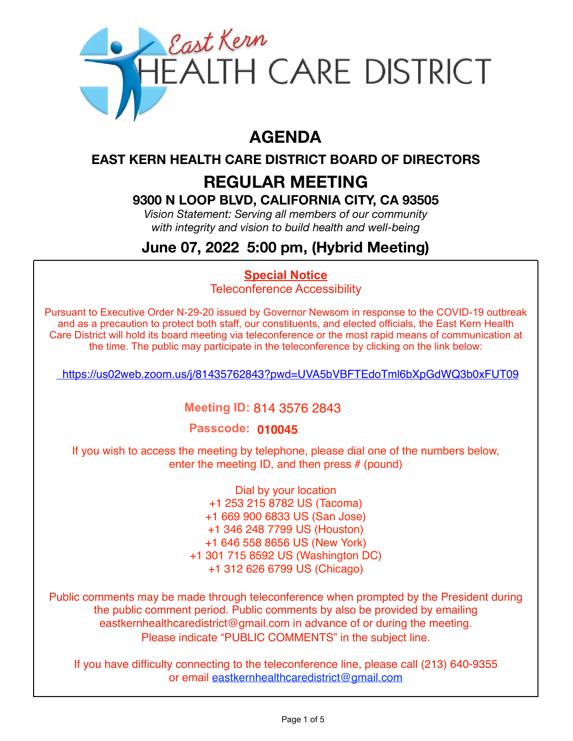East Kern HEALTH CARE DISTRICT

# AGENDA

## EAST KERN HEALTH CARE DISTRICT BOARD OF DIRECTORS

## REGULAR MEETING

### 9300 N LOOP BLVD, CALIFORNIA CITY, CA 93505

*Vision Statement: Serving all members of our community with integrity and vision to build health and well-being*

## June 07, 2022 5:00 pm, (Hybrid Meeting)

**Special Notice**

Teleconference Accessibility

Pursuant to Executive Order N-29-20 issued by Governor Newsom in response to the COVID-19 outbreak and as a precaution to protect both staff, our constituents, and elected officials, the East Kern Health Care District will hold its board meeting via teleconference or the most rapid means of communication at the time. The public may participate in the teleconference by clicking on the link below:

https://us02web.zoom.us/j/81435762843?pwd=UVA5bVBFTEdoTml6bXpGdWQ3b0xFUT09

**Meeting ID:** 814 3576 2843

**Passcode:** **010045**

If you wish to access the meeting by telephone, please dial one of the numbers below, enter the meeting ID, and then press # (pound)

Dial by your location
+1 253 215 8782 US (Tacoma)
+1 669 900 6833 US (San Jose)
+1 346 248 7799 US (Houston)
+1 646 558 8656 US (New York)
+1 301 715 8592 US (Washington DC)
+1 312 626 6799 US (Chicago)

Public comments may be made through teleconference when prompted by the President during the public comment period. Public comments by also be provided by emailing eastkernhealthcaredistrict@gmail.com in advance of or during the meeting. Please indicate "PUBLIC COMMENTS" in the subject line.

If you have difficulty connecting to the teleconference line, please call (213) 640-9355 or email eastkernhealthcaredistrict@gmail.com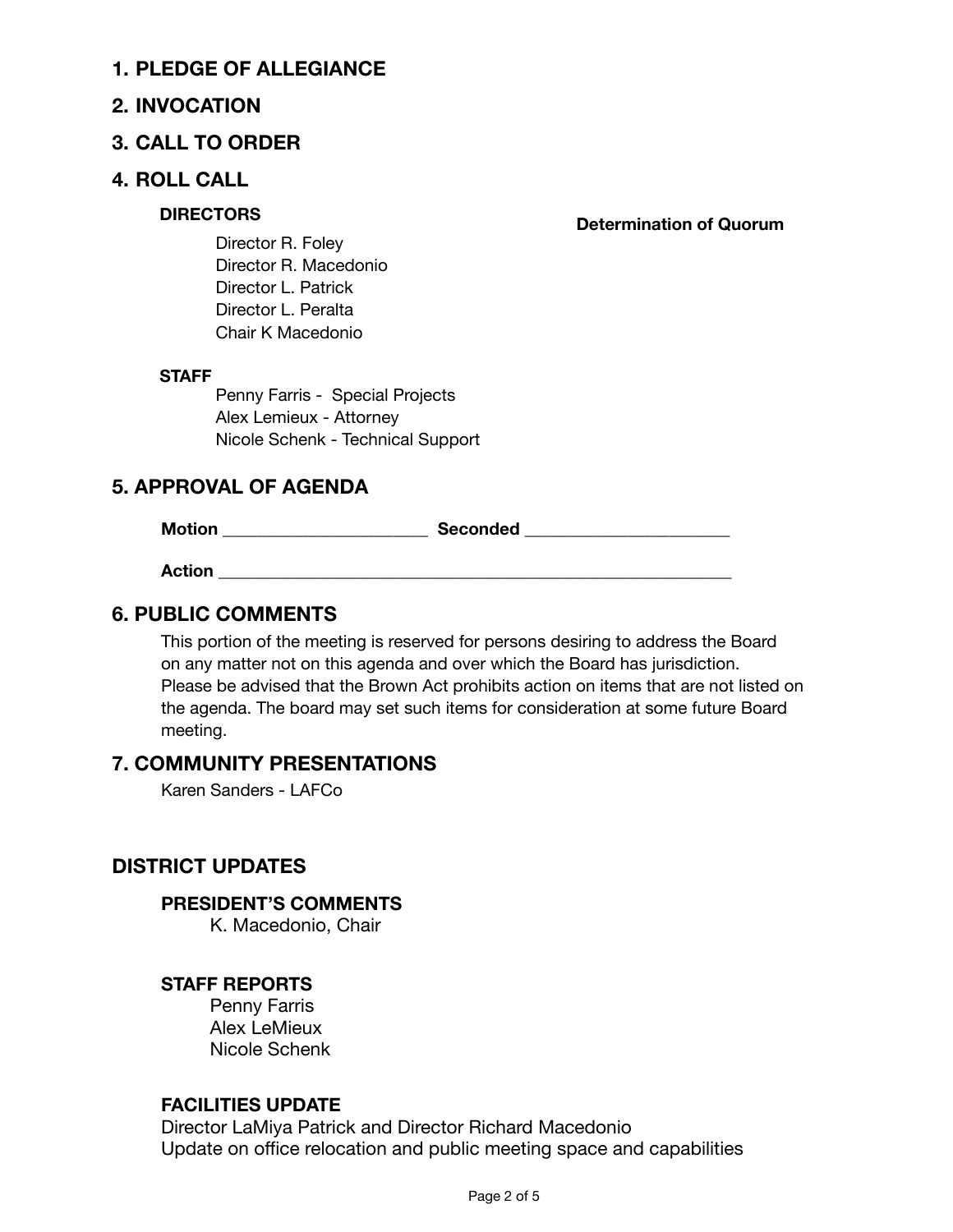## 1. PLEDGE OF ALLEGIANCE

## 2. INVOCATION

## 3. CALL TO ORDER

## 4. ROLL CALL

**DIRECTORS**

**Determination of Quorum**

Director R. Foley
Director R. Macedonio
Director L. Patrick
Director L. Peralta
Chair K Macedonio

**STAFF**

Penny Farris - Special Projects
Alex Lemieux - Attorney
Nicole Schenk - Technical Support

## 5. APPROVAL OF AGENDA

**Motion** _______________________ **Seconded** _______________________

**Action** __________________________________________________________

## 6. PUBLIC COMMENTS

This portion of the meeting is reserved for persons desiring to address the Board on any matter not on this agenda and over which the Board has jurisdiction. Please be advised that the Brown Act prohibits action on items that are not listed on the agenda. The board may set such items for consideration at some future Board meeting.

## 7. COMMUNITY PRESENTATIONS

Karen Sanders - LAFCo

## DISTRICT UPDATES

### PRESIDENT'S COMMENTS

K. Macedonio, Chair

### STAFF REPORTS

Penny Farris
Alex LeMieux
Nicole Schenk

### FACILITIES UPDATE

Director LaMiya Patrick and Director Richard Macedonio
Update on office relocation and public meeting space and capabilities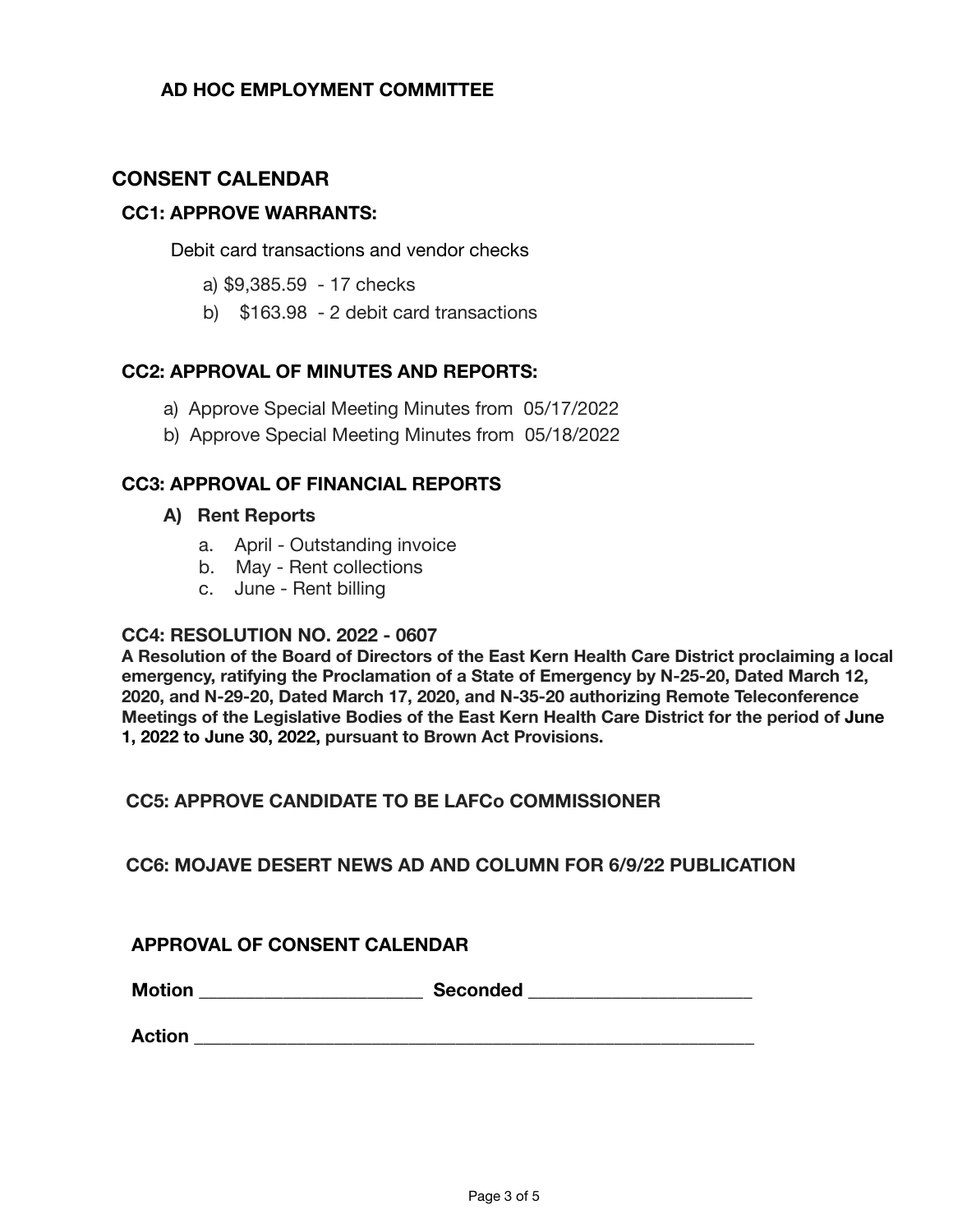### AD HOC EMPLOYMENT COMMITTEE

## CONSENT CALENDAR

### CC1: APPROVE WARRANTS:

Debit card transactions and vendor checks

a) $9,385.59 - 17 checks

b) $163.98 - 2 debit card transactions

### CC2: APPROVAL OF MINUTES AND REPORTS:

a) Approve Special Meeting Minutes from 05/17/2022

b) Approve Special Meeting Minutes from 05/18/2022

### CC3: APPROVAL OF FINANCIAL REPORTS

**A) Rent Reports**

a. April - Outstanding invoice
b. May - Rent collections
c. June - Rent billing

### CC4: RESOLUTION NO. 2022 - 0607

**A Resolution of the Board of Directors of the East Kern Health Care District proclaiming a local emergency, ratifying the Proclamation of a State of Emergency by N-25-20, Dated March 12, 2020, and N-29-20, Dated March 17, 2020, and N-35-20 authorizing Remote Teleconference Meetings of the Legislative Bodies of the East Kern Health Care District for the period of June 1, 2022 to June 30, 2022, pursuant to Brown Act Provisions.**

### CC5: APPROVE CANDIDATE TO BE LAFCo COMMISSIONER

### CC6: MOJAVE DESERT NEWS AD AND COLUMN FOR 6/9/22 PUBLICATION

### APPROVAL OF CONSENT CALENDAR

**Motion** ______________________ **Seconded** ______________________

**Action** ________________________________________________________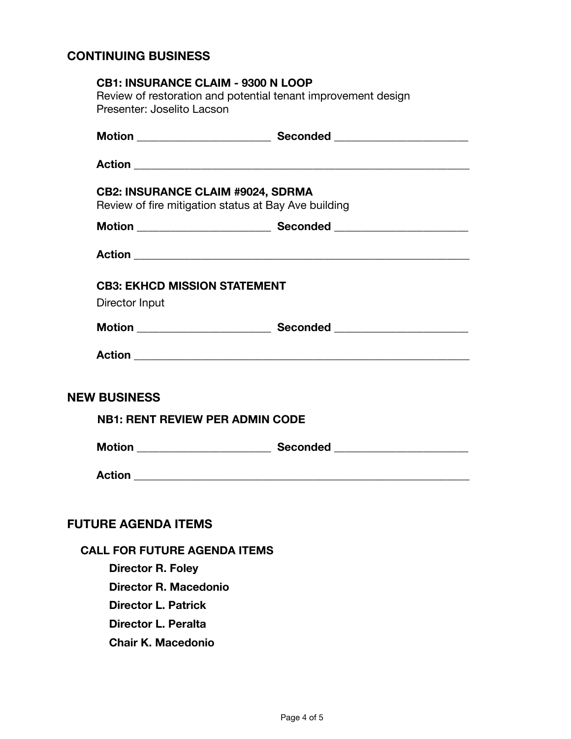## CONTINUING BUSINESS

### CB1: INSURANCE CLAIM - 9300 N LOOP

Review of restoration and potential tenant improvement design

Presenter: Joselito Lacson

**Motion** ______________________ **Seconded** ______________________

**Action** ______________________________________________________

### CB2: INSURANCE CLAIM #9024, SDRMA

Review of fire mitigation status at Bay Ave building

**Motion** ______________________ **Seconded** ______________________

**Action** ______________________________________________________

### CB3: EKHCD MISSION STATEMENT

Director Input

**Motion** ______________________ **Seconded** ______________________

**Action** ______________________________________________________

## NEW BUSINESS

### NB1: RENT REVIEW PER ADMIN CODE

**Motion** ______________________ **Seconded** ______________________

**Action** ______________________________________________________

## FUTURE AGENDA ITEMS

### CALL FOR FUTURE AGENDA ITEMS

**Director R. Foley**

**Director R. Macedonio**

**Director L. Patrick**

**Director L. Peralta**

**Chair K. Macedonio**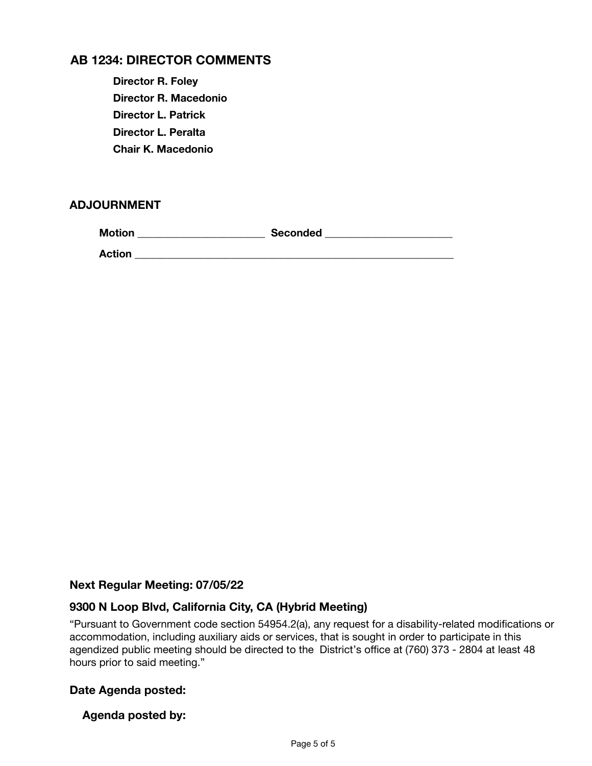## AB 1234: DIRECTOR COMMENTS

**Director R. Foley**
**Director R. Macedonio**
**Director L. Patrick**
**Director L. Peralta**
**Chair K. Macedonio**

## ADJOURNMENT

**Motion** ______________________ **Seconded** ______________________

**Action** __________________________________________________________

**Next Regular Meeting: 07/05/22**

**9300 N Loop Blvd, California City, CA (Hybrid Meeting)**

"Pursuant to Government code section 54954.2(a), any request for a disability-related modifications or accommodation, including auxiliary aids or services, that is sought in order to participate in this agendized public meeting should be directed to the District's office at (760) 373 - 2804 at least 48 hours prior to said meeting."

**Date Agenda posted:**

**Agenda posted by:**